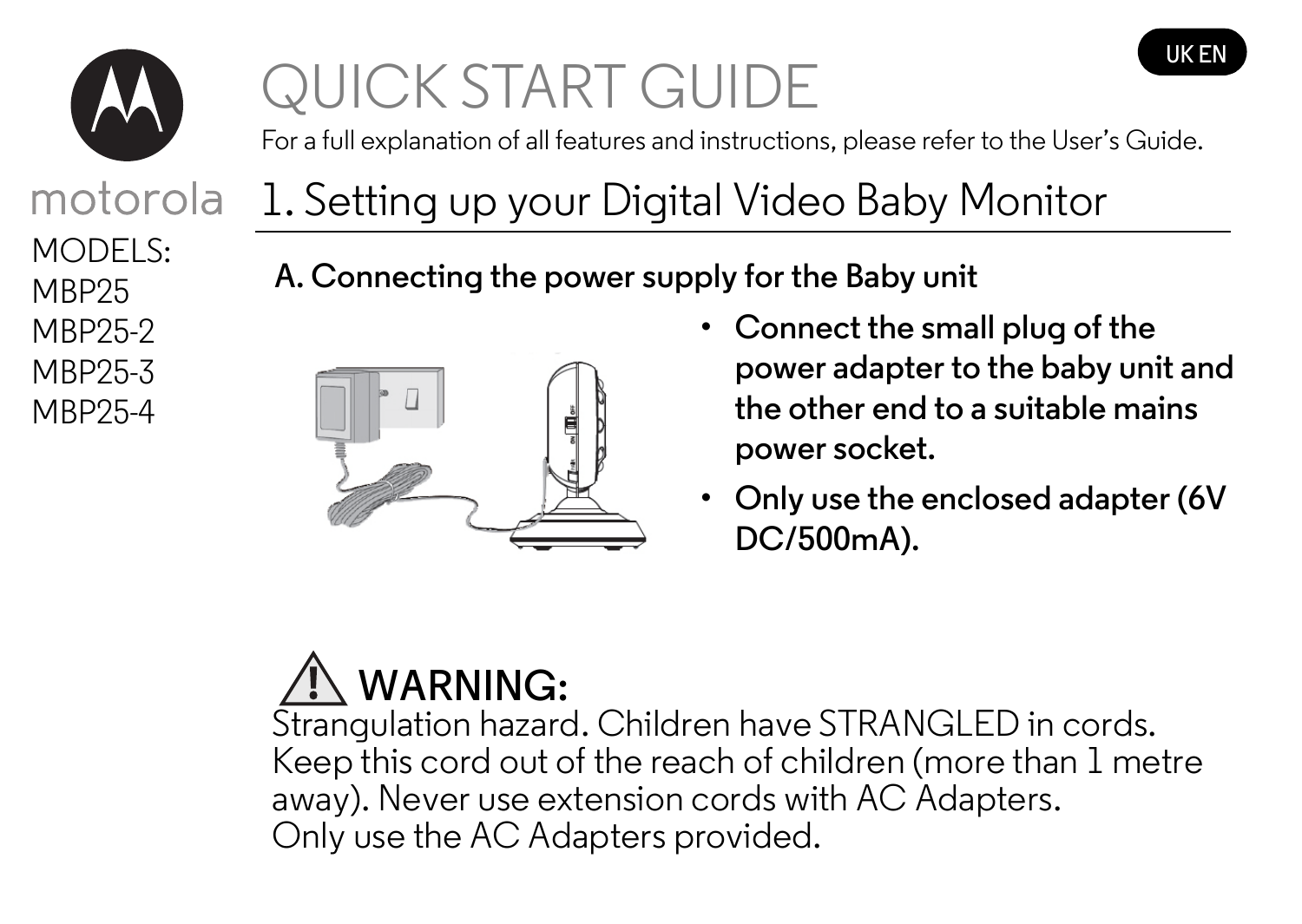UK EN

motorola

MODELS:
MBP25
MBP25-2
MBP25-3
MBP25-4

# QUICK START GUIDE

For a full explanation of all features and instructions, please refer to the User's Guide.

## 1. Setting up your Digital Video Baby Monitor

### A. Connecting the power supply for the Baby unit

- **Connect the small plug of the power adapter to the baby unit and the other end to a suitable mains power socket.**
- **Only use the enclosed adapter (6V DC/500mA).**

## ⚠ WARNING:

Strangulation hazard. Children have STRANGLED in cords. Keep this cord out of the reach of children (more than 1 metre away). Never use extension cords with AC Adapters.
Only use the AC Adapters provided.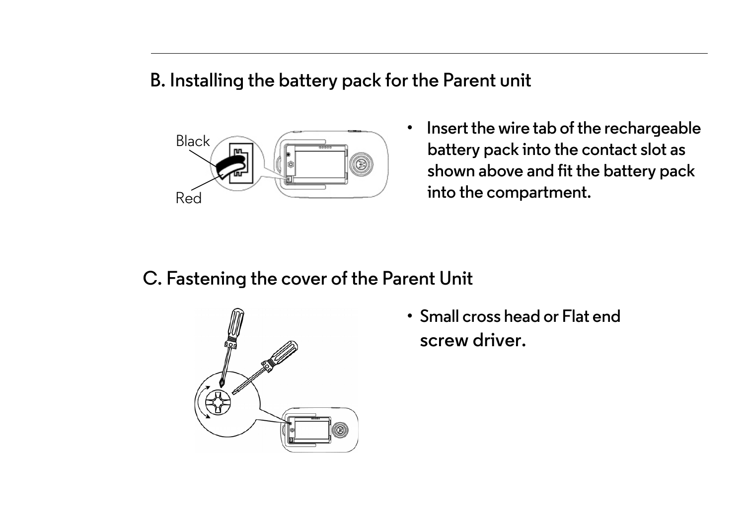## B. Installing the battery pack for the Parent unit

Black

Red

- Insert the wire tab of the rechargeable battery pack into the contact slot as shown above and fit the battery pack into the compartment.

## C. Fastening the cover of the Parent Unit

- Small cross head or Flat end screw driver.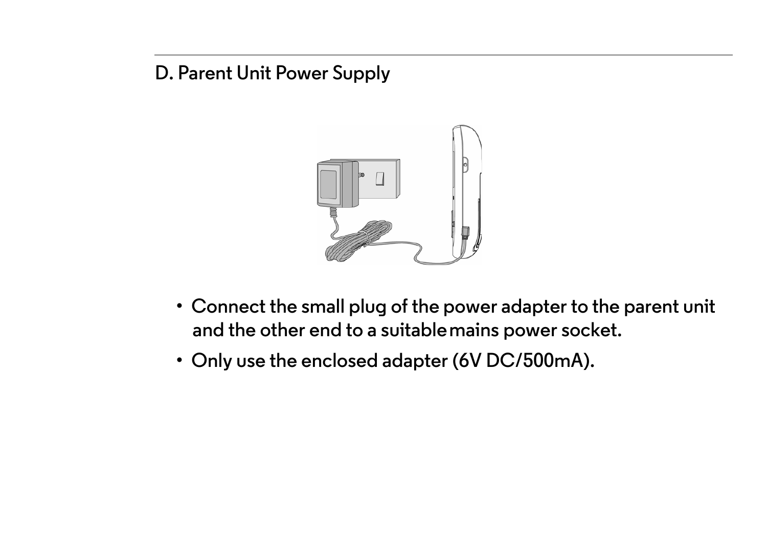## D. Parent Unit Power Supply

- Connect the small plug of the power adapter to the parent unit and the other end to a suitable mains power socket.
- Only use the enclosed adapter (6V DC/500mA).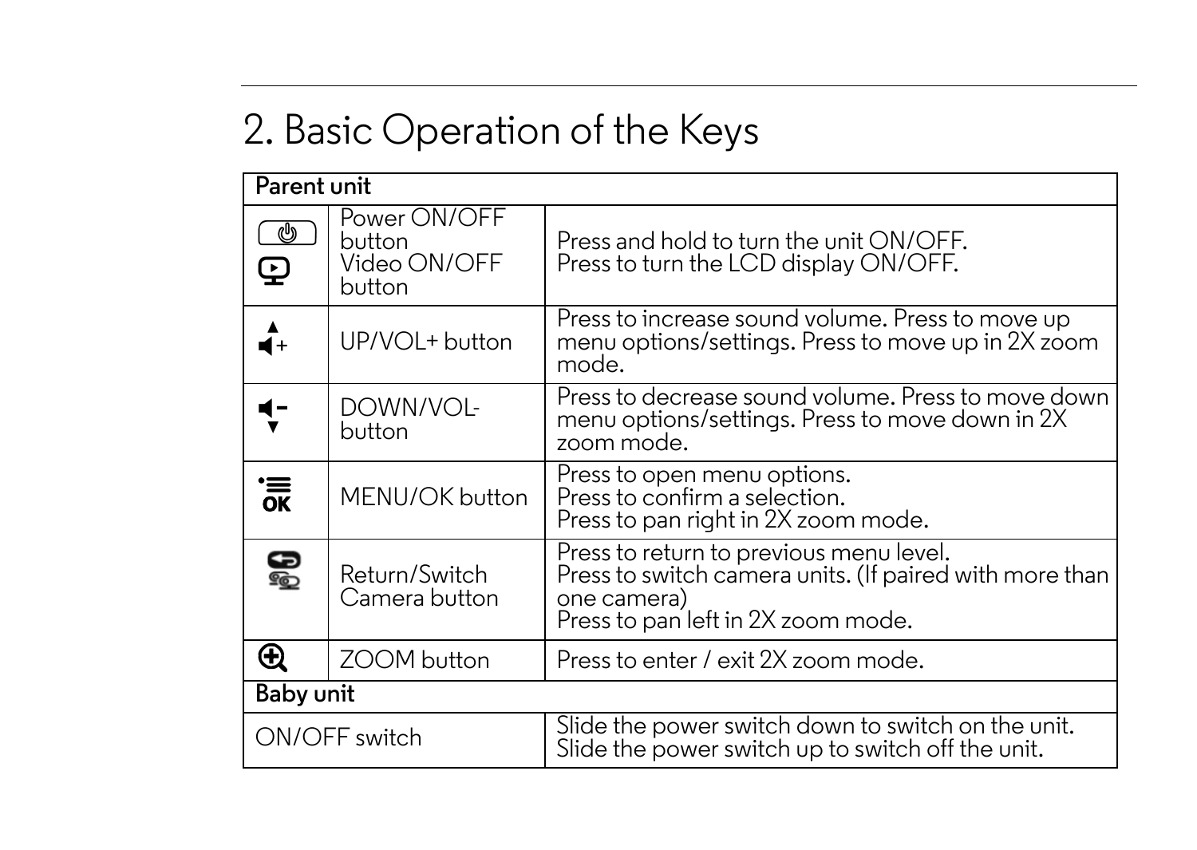# 2. Basic Operation of the Keys

| Parent unit | | |
|---|---|---|
| | Power ON/OFF button<br>Video ON/OFF button | Press and hold to turn the unit ON/OFF.<br>Press to turn the LCD display ON/OFF. |
| | UP/VOL+ button | Press to increase sound volume. Press to move up menu options/settings. Press to move up in 2X zoom mode. |
| | DOWN/VOL- button | Press to decrease sound volume. Press to move down menu options/settings. Press to move down in 2X zoom mode. |
| | MENU/OK button | Press to open menu options.<br>Press to confirm a selection.<br>Press to pan right in 2X zoom mode. |
| | Return/Switch Camera button | Press to return to previous menu level.<br>Press to switch camera units. (If paired with more than one camera)<br>Press to pan left in 2X zoom mode. |
| | ZOOM button | Press to enter / exit 2X zoom mode. |
| **Baby unit** | | |
| ON/OFF switch | | Slide the power switch down to switch on the unit.<br>Slide the power switch up to switch off the unit. |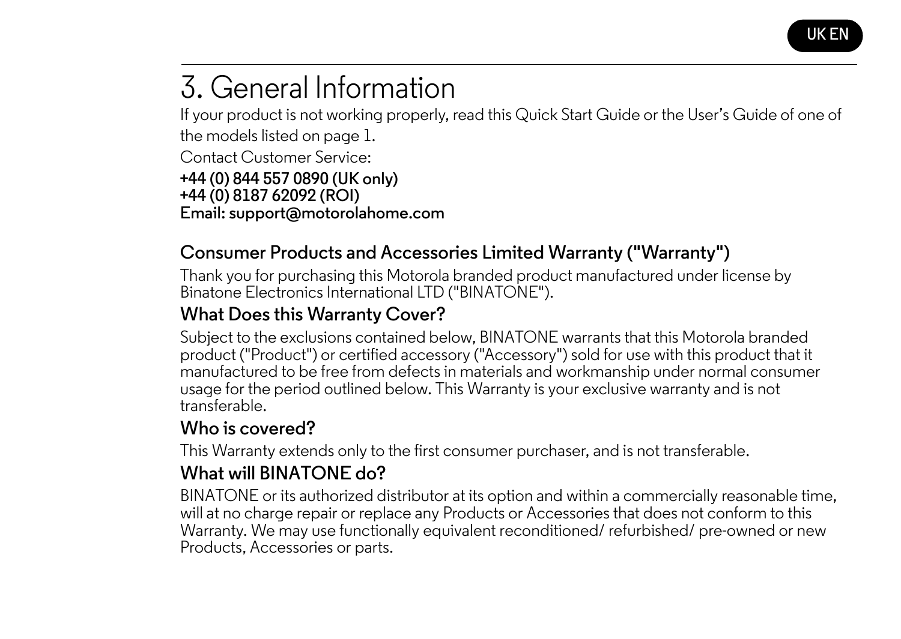# 3. General Information

If your product is not working properly, read this Quick Start Guide or the User's Guide of one of the models listed on page 1.

Contact Customer Service:

**+44 (0) 844 557 0890 (UK only)**
**+44 (0) 8187 62092 (ROI)**
**Email: support@motorolahome.com**

## Consumer Products and Accessories Limited Warranty ("Warranty")

Thank you for purchasing this Motorola branded product manufactured under license by Binatone Electronics International LTD ("BINATONE").

### What Does this Warranty Cover?

Subject to the exclusions contained below, BINATONE warrants that this Motorola branded product ("Product") or certified accessory ("Accessory") sold for use with this product that it manufactured to be free from defects in materials and workmanship under normal consumer usage for the period outlined below. This Warranty is your exclusive warranty and is not transferable.

### Who is covered?

This Warranty extends only to the first consumer purchaser, and is not transferable.

### What will BINATONE do?

BINATONE or its authorized distributor at its option and within a commercially reasonable time, will at no charge repair or replace any Products or Accessories that does not conform to this Warranty. We may use functionally equivalent reconditioned/ refurbished/ pre-owned or new Products, Accessories or parts.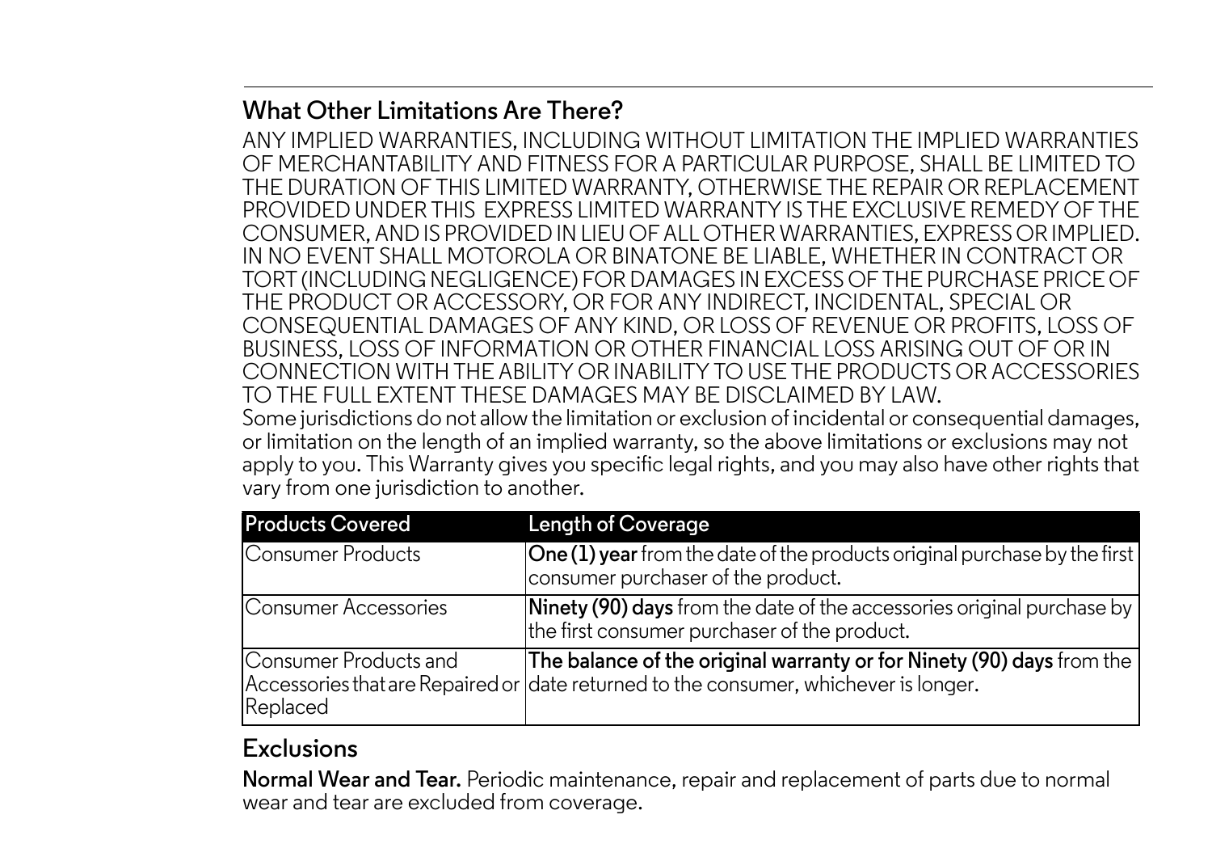## What Other Limitations Are There?

ANY IMPLIED WARRANTIES, INCLUDING WITHOUT LIMITATION THE IMPLIED WARRANTIES OF MERCHANTABILITY AND FITNESS FOR A PARTICULAR PURPOSE, SHALL BE LIMITED TO THE DURATION OF THIS LIMITED WARRANTY, OTHERWISE THE REPAIR OR REPLACEMENT PROVIDED UNDER THIS EXPRESS LIMITED WARRANTY IS THE EXCLUSIVE REMEDY OF THE CONSUMER, AND IS PROVIDED IN LIEU OF ALL OTHER WARRANTIES, EXPRESS OR IMPLIED. IN NO EVENT SHALL MOTOROLA OR BINATONE BE LIABLE, WHETHER IN CONTRACT OR TORT (INCLUDING NEGLIGENCE) FOR DAMAGES IN EXCESS OF THE PURCHASE PRICE OF THE PRODUCT OR ACCESSORY, OR FOR ANY INDIRECT, INCIDENTAL, SPECIAL OR CONSEQUENTIAL DAMAGES OF ANY KIND, OR LOSS OF REVENUE OR PROFITS, LOSS OF BUSINESS, LOSS OF INFORMATION OR OTHER FINANCIAL LOSS ARISING OUT OF OR IN CONNECTION WITH THE ABILITY OR INABILITY TO USE THE PRODUCTS OR ACCESSORIES TO THE FULL EXTENT THESE DAMAGES MAY BE DISCLAIMED BY LAW.

Some jurisdictions do not allow the limitation or exclusion of incidental or consequential damages, or limitation on the length of an implied warranty, so the above limitations or exclusions may not apply to you. This Warranty gives you specific legal rights, and you may also have other rights that vary from one jurisdiction to another.

| Products Covered | Length of Coverage |
|---|---|
| Consumer Products | **One (1) year** from the date of the products original purchase by the first consumer purchaser of the product. |
| Consumer Accessories | **Ninety (90) days** from the date of the accessories original purchase by the first consumer purchaser of the product. |
| Consumer Products and Accessories that are Repaired or Replaced | **The balance of the original warranty or for Ninety (90) days** from the date returned to the consumer, whichever is longer. |

## Exclusions

**Normal Wear and Tear.** Periodic maintenance, repair and replacement of parts due to normal wear and tear are excluded from coverage.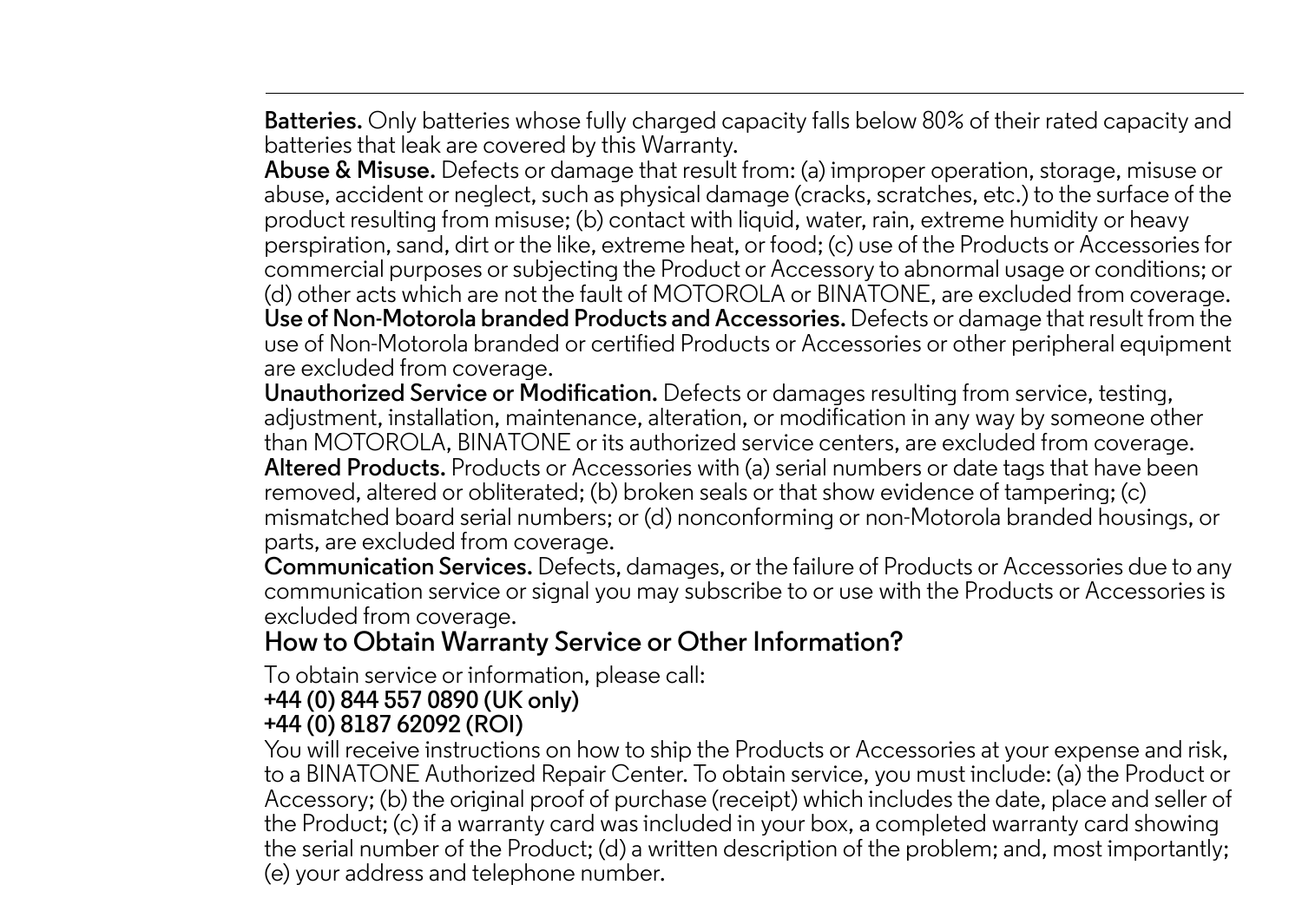**Batteries.** Only batteries whose fully charged capacity falls below 80% of their rated capacity and batteries that leak are covered by this Warranty.

**Abuse & Misuse.** Defects or damage that result from: (a) improper operation, storage, misuse or abuse, accident or neglect, such as physical damage (cracks, scratches, etc.) to the surface of the product resulting from misuse; (b) contact with liquid, water, rain, extreme humidity or heavy perspiration, sand, dirt or the like, extreme heat, or food; (c) use of the Products or Accessories for commercial purposes or subjecting the Product or Accessory to abnormal usage or conditions; or (d) other acts which are not the fault of MOTOROLA or BINATONE, are excluded from coverage.

**Use of Non-Motorola branded Products and Accessories.** Defects or damage that result from the use of Non-Motorola branded or certified Products or Accessories or other peripheral equipment are excluded from coverage.

**Unauthorized Service or Modification.** Defects or damages resulting from service, testing, adjustment, installation, maintenance, alteration, or modification in any way by someone other than MOTOROLA, BINATONE or its authorized service centers, are excluded from coverage.

**Altered Products.** Products or Accessories with (a) serial numbers or date tags that have been removed, altered or obliterated; (b) broken seals or that show evidence of tampering; (c) mismatched board serial numbers; or (d) nonconforming or non-Motorola branded housings, or parts, are excluded from coverage.

**Communication Services.** Defects, damages, or the failure of Products or Accessories due to any communication service or signal you may subscribe to or use with the Products or Accessories is excluded from coverage.

## How to Obtain Warranty Service or Other Information?

To obtain service or information, please call:

**+44 (0) 844 557 0890 (UK only)**
**+44 (0) 8187 62092 (ROI)**

You will receive instructions on how to ship the Products or Accessories at your expense and risk, to a BINATONE Authorized Repair Center. To obtain service, you must include: (a) the Product or Accessory; (b) the original proof of purchase (receipt) which includes the date, place and seller of the Product; (c) if a warranty card was included in your box, a completed warranty card showing the serial number of the Product; (d) a written description of the problem; and, most importantly; (e) your address and telephone number.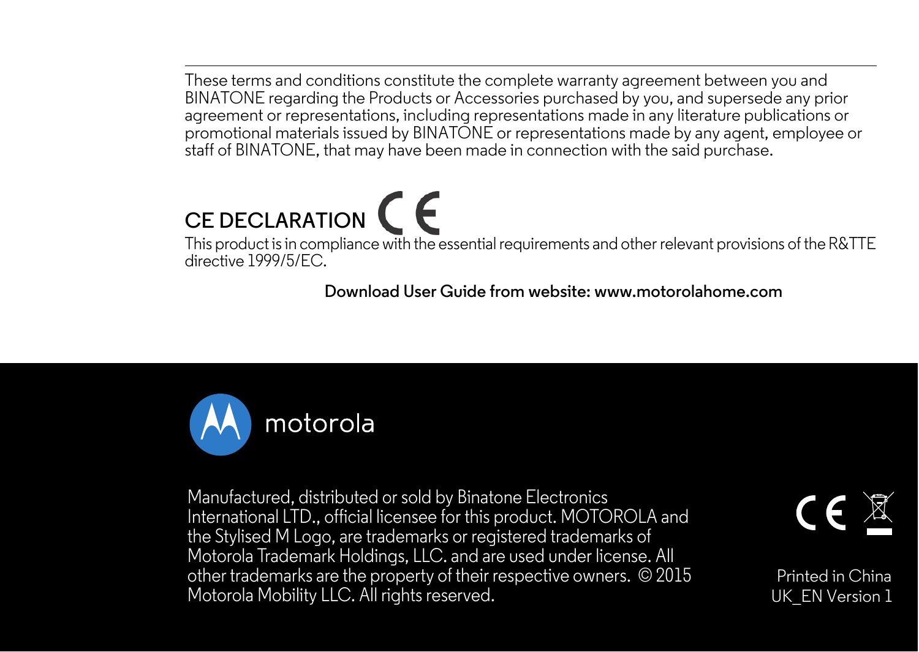These terms and conditions constitute the complete warranty agreement between you and BINATONE regarding the Products or Accessories purchased by you, and supersede any prior agreement or representations, including representations made in any literature publications or promotional materials issued by BINATONE or representations made by any agent, employee or staff of BINATONE, that may have been made in connection with the said purchase.

## CE DECLARATION

This product is in compliance with the essential requirements and other relevant provisions of the R&TTE directive 1999/5/EC.

**Download User Guide from website: www.motorolahome.com**

motorola

Manufactured, distributed or sold by Binatone Electronics International LTD., official licensee for this product. MOTOROLA and the Stylised M Logo, are trademarks or registered trademarks of Motorola Trademark Holdings, LLC. and are used under license. All other trademarks are the property of their respective owners. © 2015 Motorola Mobility LLC. All rights reserved.

Printed in China
UK_EN Version 1